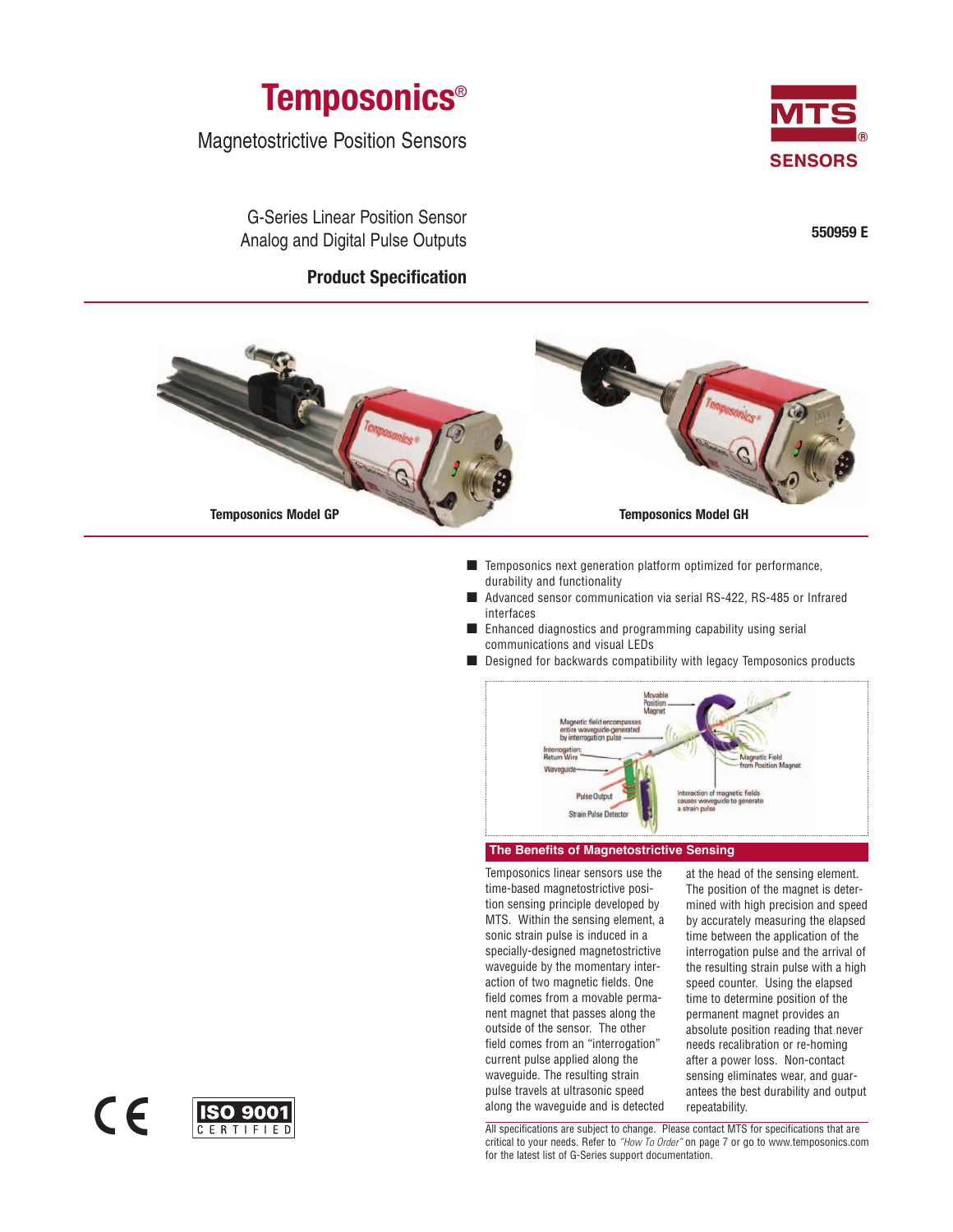# Temposonics®

Magnetostrictive Position Sensors

MTS® SENSORS

G-Series Linear Position Sensor
Analog and Digital Pulse Outputs

**550959 E**

## Product Specification

**Temposonics Model GP**

**Temposonics Model GH**

- Temposonics next generation platform optimized for performance, durability and functionality
- Advanced sensor communication via serial RS-422, RS-485 or Infrared interfaces
- Enhanced diagnostics and programming capability using serial communications and visual LEDs
- Designed for backwards compatibility with legacy Temposonics products

Movable Position Magnet

Magnetic field encompasses entire waveguide-generated by interrogation pulse

Interrogation Return Wire

Waveguide

Magnetic Field from Position Magnet

Pulse Output

Interaction of magnetic fields causes waveguide to generate a strain pulse

Strain Pulse Detector

### The Benefits of Magnetostrictive Sensing

Temposonics linear sensors use the time-based magnetostrictive position sensing principle developed by MTS. Within the sensing element, a sonic strain pulse is induced in a specially-designed magnetostrictive waveguide by the momentary interaction of two magnetic fields. One field comes from a movable permanent magnet that passes along the outside of the sensor. The other field comes from an "interrogation" current pulse applied along the waveguide. The resulting strain pulse travels at ultrasonic speed along the waveguide and is detected at the head of the sensing element. The position of the magnet is determined with high precision and speed by accurately measuring the elapsed time between the application of the interrogation pulse and the arrival of the resulting strain pulse with a high speed counter. Using the elapsed time to determine position of the permanent magnet provides an absolute position reading that never needs recalibration or re-homing after a power loss. Non-contact sensing eliminates wear, and guarantees the best durability and output repeatability.

All specifications are subject to change. Please contact MTS for specifications that are critical to your needs. Refer to *"How To Order"* on page 7 or go to www.temposonics.com for the latest list of G-Series support documentation.

CE

ISO 9001 CERTIFIED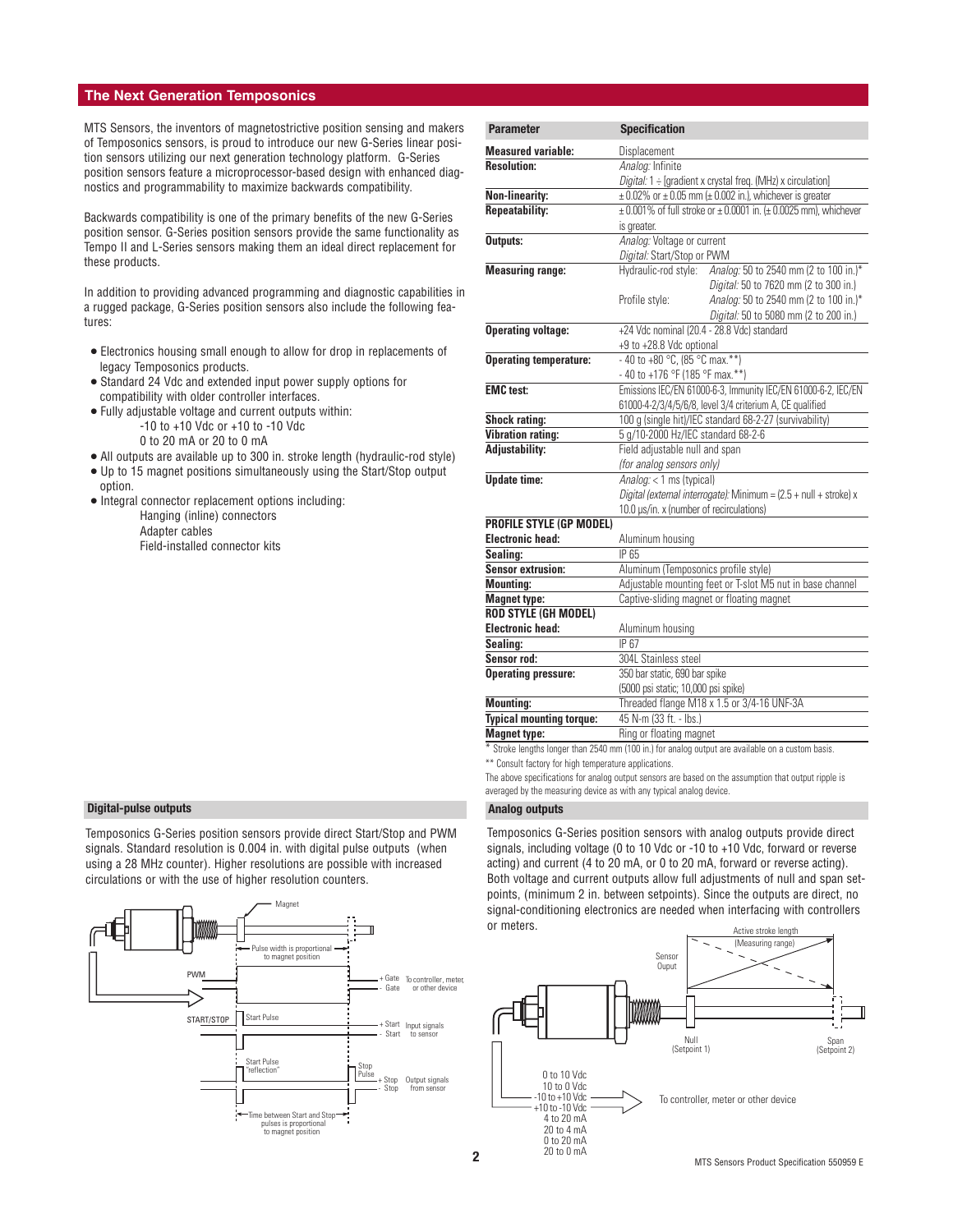## The Next Generation Temposonics

MTS Sensors, the inventors of magnetostrictive position sensing and makers of Temposonics sensors, is proud to introduce our new G-Series linear position sensors utilizing our next generation technology platform. G-Series position sensors feature a microprocessor-based design with enhanced diagnostics and programmability to maximize backwards compatibility.

Backwards compatibility is one of the primary benefits of the new G-Series position sensor. G-Series position sensors provide the same functionality as Tempo II and L-Series sensors making them an ideal direct replacement for these products.

In addition to providing advanced programming and diagnostic capabilities in a rugged package, G-Series position sensors also include the following features:

- Electronics housing small enough to allow for drop in replacements of legacy Temposonics products.
- Standard 24 Vdc and extended input power supply options for compatibility with older controller interfaces.
- Fully adjustable voltage and current outputs within:
  - -10 to +10 Vdc or +10 to -10 Vdc
  - 0 to 20 mA or 20 to 0 mA
- All outputs are available up to 300 in. stroke length (hydraulic-rod style)
- Up to 15 magnet positions simultaneously using the Start/Stop output option.
- Integral connector replacement options including:
  - Hanging (inline) connectors
  - Adapter cables
  - Field-installed connector kits

| Parameter | Specification |
|---|---|
| **Measured variable:** | Displacement |
| **Resolution:** | *Analog:* Infinite<br>*Digital:* 1 ÷ [gradient x crystal freq. (MHz) x circulation] |
| **Non-linearity:** | ± 0.02% or ± 0.05 mm (± 0.002 in.), whichever is greater |
| **Repeatability:** | ± 0.001% of full stroke or ± 0.0001 in. (± 0.0025 mm), whichever is greater. |
| **Outputs:** | *Analog:* Voltage or current<br>*Digital:* Start/Stop or PWM |
| **Measuring range:** | Hydraulic-rod style: *Analog:* 50 to 2540 mm (2 to 100 in.)*<br>*Digital:* 50 to 7620 mm (2 to 300 in.)<br>Profile style: *Analog:* 50 to 2540 mm (2 to 100 in.)*<br>*Digital:* 50 to 5080 mm (2 to 200 in.) |
| **Operating voltage:** | +24 Vdc nominal (20.4 - 28.8 Vdc) standard<br>+9 to +28.8 Vdc optional |
| **Operating temperature:** | - 40 to +80 °C, (85 °C max.**)<br>- 40 to +176 °F (185 °F max.**) |
| **EMC test:** | Emissions IEC/EN 61000-6-3, Immunity IEC/EN 61000-6-2, IEC/EN 61000-4-2/3/4/5/6/8, level 3/4 criterium A, CE qualified |
| **Shock rating:** | 100 g (single hit)/IEC standard 68-2-27 (survivability) |
| **Vibration rating:** | 5 g/10-2000 Hz/IEC standard 68-2-6 |
| **Adjustability:** | Field adjustable null and span<br>*(for analog sensors only)* |
| **Update time:** | *Analog:* < 1 ms (typical)<br>*Digital (external interrogate):* Minimum = (2.5 + null + stroke) x 10.0 µs/in. x (number of recirculations) |
| **PROFILE STYLE (GP MODEL)** | |
| **Electronic head:** | Aluminum housing |
| **Sealing:** | IP 65 |
| **Sensor extrusion:** | Aluminum (Temposonics profile style) |
| **Mounting:** | Adjustable mounting feet or T-slot M5 nut in base channel |
| **Magnet type:** | Captive-sliding magnet or floating magnet |
| **ROD STYLE (GH MODEL)** | |
| **Electronic head:** | Aluminum housing |
| **Sealing:** | IP 67 |
| **Sensor rod:** | 304L Stainless steel |
| **Operating pressure:** | 350 bar static, 690 bar spike<br>(5000 psi static; 10,000 psi spike) |
| **Mounting:** | Threaded flange M18 x 1.5 or 3/4-16 UNF-3A |
| **Typical mounting torque:** | 45 N-m (33 ft. - lbs.) |
| **Magnet type:** | Ring or floating magnet |

\* Stroke lengths longer than 2540 mm (100 in.) for analog output are available on a custom basis.

** Consult factory for high temperature applications.

The above specifications for analog output sensors are based on the assumption that output ripple is averaged by the measuring device as with any typical analog device.

### Digital-pulse outputs

Temposonics G-Series position sensors provide direct Start/Stop and PWM signals. Standard resolution is 0.004 in. with digital pulse outputs (when using a 28 MHz counter). Higher resolutions are possible with increased circulations or with the use of higher resolution counters.

### Analog outputs

Temposonics G-Series position sensors with analog outputs provide direct signals, including voltage (0 to 10 Vdc or -10 to +10 Vdc, forward or reverse acting) and current (4 to 20 mA, or 0 to 20 mA, forward or reverse acting). Both voltage and current outputs allow full adjustments of null and span setpoints, (minimum 2 in. between setpoints). Since the outputs are direct, no signal-conditioning electronics are needed when interfacing with controllers or meters.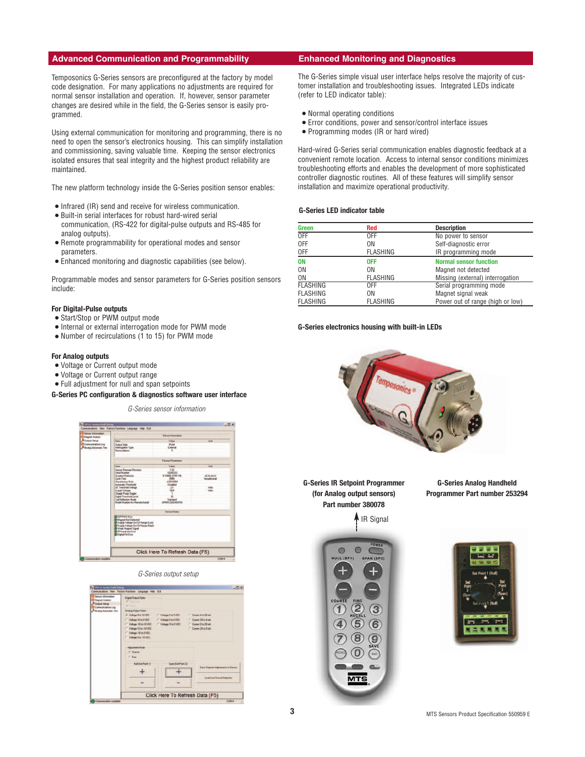## Advanced Communication and Programmability

Temposonics G-Series sensors are preconfigured at the factory by model code designation. For many applications no adjustments are required for normal sensor installation and operation. If, however, sensor parameter changes are desired while in the field, the G-Series sensor is easily programmed.

Using external communication for monitoring and programming, there is no need to open the sensor's electronics housing. This can simplify installation and commissioning, saving valuable time. Keeping the sensor electronics isolated ensures that seal integrity and the highest product reliability are maintained.

The new platform technology inside the G-Series position sensor enables:

- Infrared (IR) send and receive for wireless communication.
- Built-in serial interfaces for robust hard-wired serial communication, (RS-422 for digital-pulse outputs and RS-485 for analog outputs).
- Remote programmability for operational modes and sensor parameters.
- Enhanced monitoring and diagnostic capabilities (see below).

Programmable modes and sensor parameters for G-Series position sensors include:

**For Digital-Pulse outputs**

- Start/Stop or PWM output mode
- Internal or external interrogation mode for PWM mode
- Number of recirculations (1 to 15) for PWM mode

**For Analog outputs**

- Voltage or Current output mode
- Voltage or Current output range
- Full adjustment for null and span setpoints

**G-Series PC configuration & diagnostics software user interface**

*G-Series sensor information*

*G-Series output setup*

## Enhanced Monitoring and Diagnostics

The G-Series simple visual user interface helps resolve the majority of customer installation and troubleshooting issues. Integrated LEDs indicate (refer to LED indicator table):

- Normal operating conditions
- Error conditions, power and sensor/control interface issues
- Programming modes (IR or hard wired)

Hard-wired G-Series serial communication enables diagnostic feedback at a convenient remote location. Access to internal sensor conditions minimizes troubleshooting efforts and enables the development of more sophisticated controller diagnostic routines. All of these features will simplify sensor installation and maximize operational productivity.

**G-Series LED indicator table**

| Green | Red | Description |
|---|---|---|
| OFF | OFF | No power to sensor |
| OFF | ON | Self-diagnostic error |
| OFF | FLASHING | IR programming mode |
| **ON** | **OFF** | **Normal sensor function** |
| ON | ON | Magnet not detected |
| ON | FLASHING | Missing (external) interrogation |
| FLASHING | OFF | Serial programming mode |
| FLASHING | ON | Magnet signal weak |
| FLASHING | FLASHING | Power out of range (high or low) |

**G-Series electronics housing with built-in LEDs**

**G-Series IR Setpoint Programmer (for Analog output sensors) Part number 380078**

IR Signal

**G-Series Analog Handheld Programmer Part number 253294**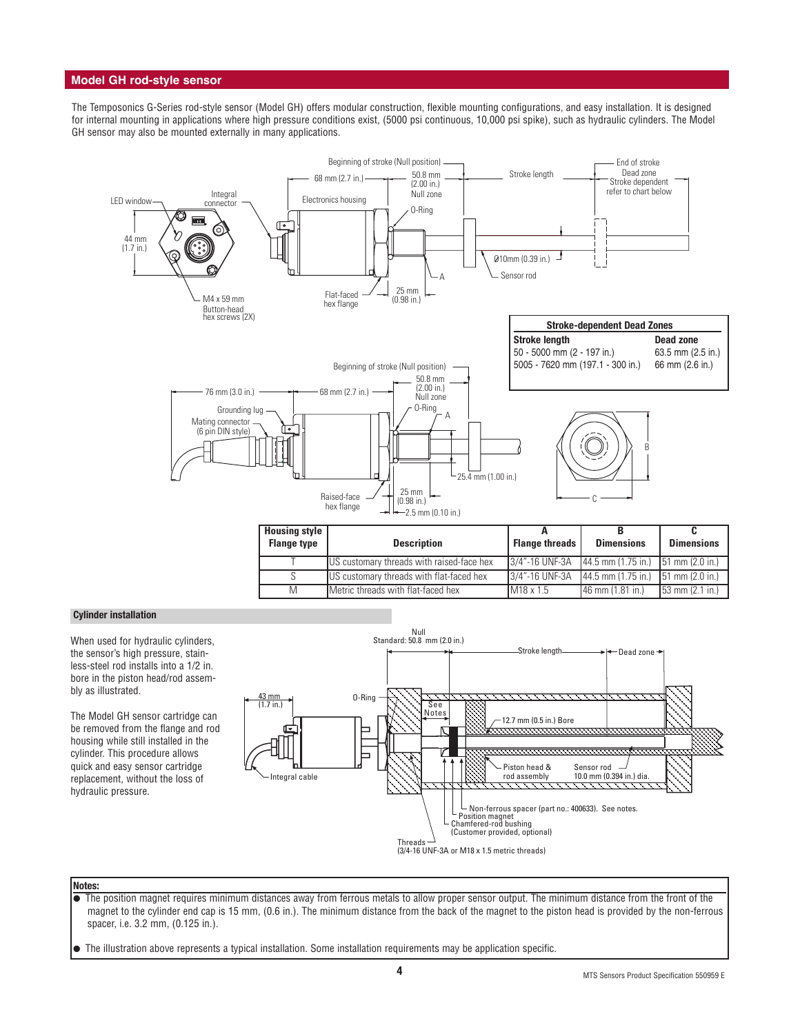## Model GH rod-style sensor

The Temposonics G-Series rod-style sensor (Model GH) offers modular construction, flexible mounting configurations, and easy installation. It is designed for internal mounting in applications where high pressure conditions exist, (5000 psi continuous, 10,000 psi spike), such as hydraulic cylinders. The Model GH sensor may also be mounted externally in many applications.

| Stroke-dependent Dead Zones | |
|---|---|
| **Stroke length** | **Dead zone** |
| 50 - 5000 mm (2 - 197 in.) | 63.5 mm (2.5 in.) |
| 5005 - 7620 mm (197.1 - 300 in.) | 66 mm (2.6 in.) |

| Housing style Flange type | Description | A Flange threads | B Dimensions | C Dimensions |
|---|---|---|---|---|
| T | US customary threads with raised-face hex | 3/4"-16 UNF-3A | 44.5 mm (1.75 in.) | 51 mm (2.0 in.) |
| S | US customary threads with flat-faced hex | 3/4"-16 UNF-3A | 44.5 mm (1.75 in.) | 51 mm (2.0 in.) |
| M | Metric threads with flat-faced hex | M18 x 1.5 | 46 mm (1.81 in.) | 53 mm (2.1 in.) |

### Cylinder installation

When used for hydraulic cylinders, the sensor's high pressure, stainless-steel rod installs into a 1/2 in. bore in the piston head/rod assembly as illustrated.

The Model GH sensor cartridge can be removed from the flange and rod housing while still installed in the cylinder. This procedure allows quick and easy sensor cartridge replacement, without the loss of hydraulic pressure.

**Notes:**

- The position magnet requires minimum distances away from ferrous metals to allow proper sensor output. The minimum distance from the front of the magnet to the cylinder end cap is 15 mm, (0.6 in.). The minimum distance from the back of the magnet to the piston head is provided by the non-ferrous spacer, i.e. 3.2 mm, (0.125 in.).
- The illustration above represents a typical installation. Some installation requirements may be application specific.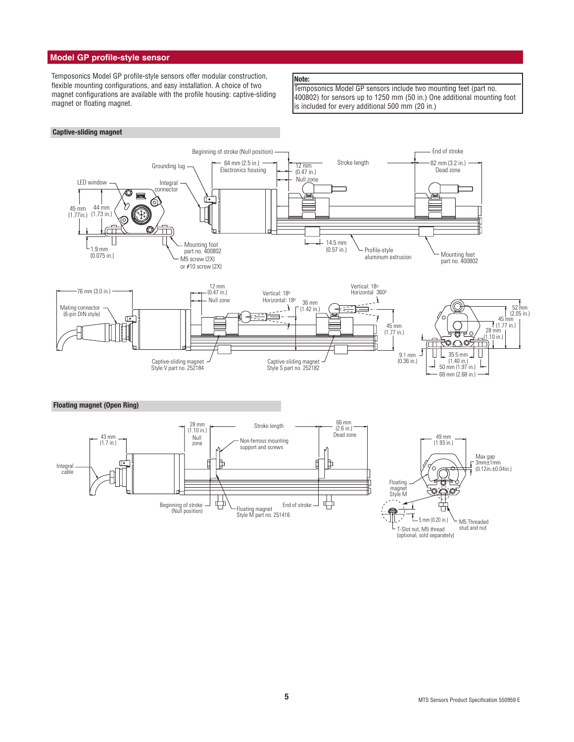## Model GP profile-style sensor

Temposonics Model GP profile-style sensors offer modular construction, flexible mounting configurations, and easy installation. A choice of two magnet configurations are available with the profile housing: captive-sliding magnet or floating magnet.

> **Note:**
> Temposonics Model GP sensors include two mounting feet (part no. 400802) for sensors up to 1250 mm (50 in.) One additional mounting foot is included for every additional 500 mm (20 in.)

### Captive-sliding magnet

Beginning of stroke (Null position)
Grounding lug
64 mm (2.5 in.) Electronics housing
12 mm (0.47 in.) Null zone
Stroke length
End of stroke
82 mm (3.2 in.) Dead zone
LED window
Integral connector
45 mm (1.77in.)
44 mm (1.73 in.)
1.9 mm (0.075 in.)
Mounting foot part no. 400802
M5 screw (2X) or #10 screw (2X)
14.5 mm (0.57 in.)
Profile-style aluminum extrusion
Mounting feet part no. 400802

76 mm (3.0 in.)
Mating connector (6-pin DIN style)
12 mm (0.47 in.) Null zone
Vertical: 18º Horizontal: 18º
36 mm (1.42 in.)
Vertical: 18º Horizontal 360º
45 mm (1.77 in.)
9.1 mm (0.36 in.)
Captive-sliding magnet Style V part no. 252184
Captive-sliding magnet Style S part no. 252182
52 mm (2.05 in.)
45 mm (1.77 in.)
28 mm (1.10 in.)
35.5 mm (1.40 in.)
50 mm (1.97 in.)
68 mm (2.68 in.)

### Floating magnet (Open Ring)

43 mm (1.7 in.)
Integral cable
28 mm (1.10 in.) Null zone
Stroke length
Non-ferrous mounting support and screws
66 mm (2.6 in.) Dead zone
Beginning of stroke (Null position)
Floating magnet Style M part no. 251416
End of stroke
49 mm (1.93 in.)
Max gap 3mm±1mm (0.12in.±0.04in.)
Floating magnet Style M
5 mm (0.20 in.)
M5 Threaded stud and nut
T-Slot nut, M5 thread (optional, sold separately)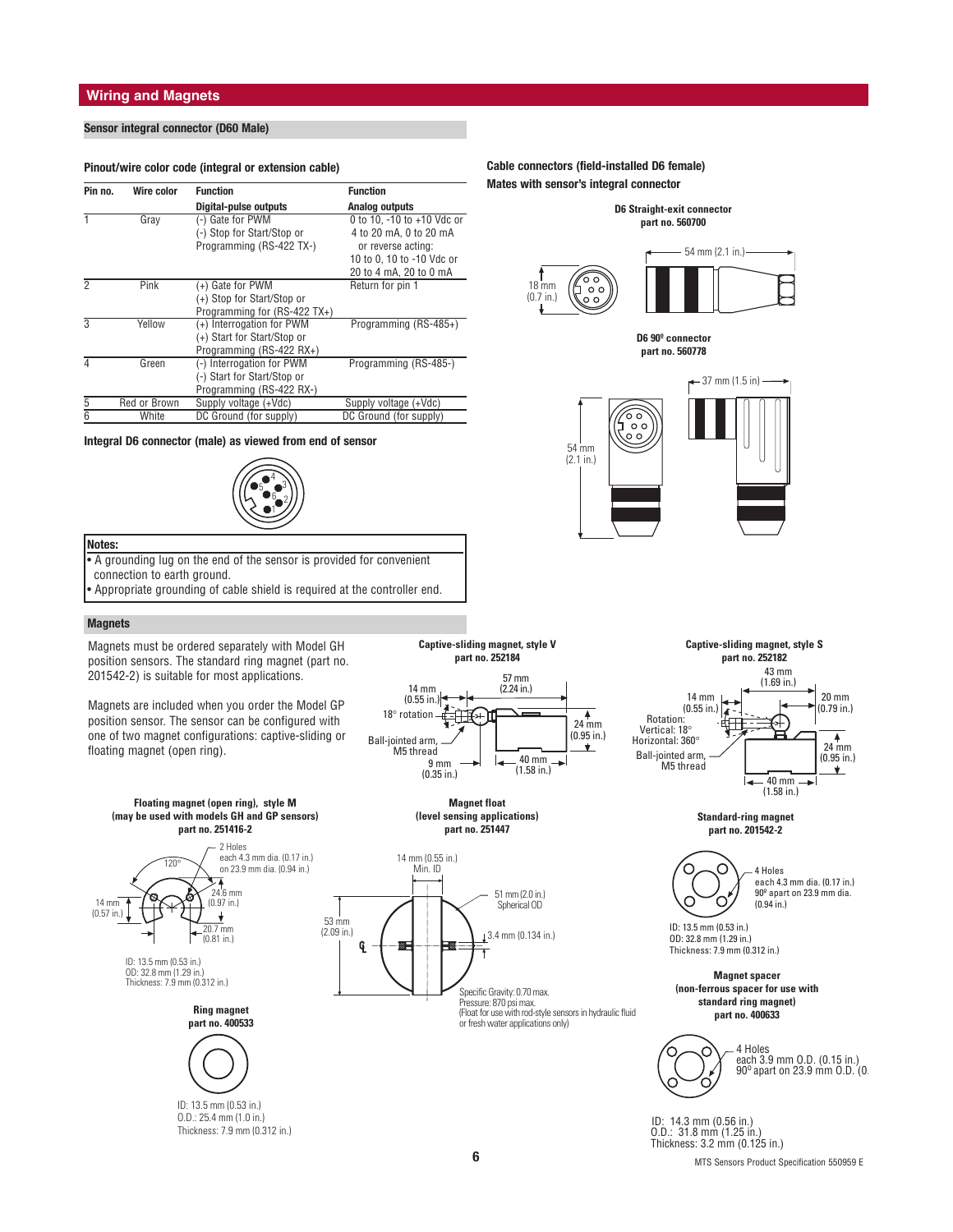## Wiring and Magnets

### Sensor integral connector (D60 Male)

**Pinout/wire color code (integral or extension cable)**

| Pin no. | Wire color | Function<br>Digital-pulse outputs | Function<br>Analog outputs |
|---|---|---|---|
| 1 | Gray | (-) Gate for PWM<br>(-) Stop for Start/Stop or<br>Programming (RS-422 TX-) | 0 to 10, -10 to +10 Vdc or<br>4 to 20 mA, 0 to 20 mA<br>or reverse acting:<br>10 to 0, 10 to -10 Vdc or<br>20 to 4 mA, 20 to 0 mA |
| 2 | Pink | (+) Gate for PWM<br>(+) Stop for Start/Stop or<br>Programming for (RS-422 TX+) | Return for pin 1 |
| 3 | Yellow | (+) Interrogation for PWM<br>(+) Start for Start/Stop or<br>Programming (RS-422 RX+) | Programming (RS-485+) |
| 4 | Green | (-) Interrogation for PWM<br>(-) Start for Start/Stop or<br>Programming (RS-422 RX-) | Programming (RS-485-) |
| 5 | Red or Brown | Supply voltage (+Vdc) | Supply voltage (+Vdc) |
| 6 | White | DC Ground (for supply) | DC Ground (for supply) |

**Integral D6 connector (male) as viewed from end of sensor**

**Notes:**
- A grounding lug on the end of the sensor is provided for convenient connection to earth ground.
- Appropriate grounding of cable shield is required at the controller end.

**Cable connectors (field-installed D6 female)**
**Mates with sensor's integral connector**

**D6 Straight-exit connector**
**part no. 560700**

18 mm (0.7 in.)
54 mm (2.1 in.)

**D6 90º connector**
**part no. 560778**

37 mm (1.5 in)
54 mm (2.1 in.)

### Magnets

Magnets must be ordered separately with Model GH position sensors. The standard ring magnet (part no. 201542-2) is suitable for most applications.

Magnets are included when you order the Model GP position sensor. The sensor can be configured with one of two magnet configurations: captive-sliding or floating magnet (open ring).

**Captive-sliding magnet, style V**
**part no. 252184**

14 mm (0.55 in.); 57 mm (2.24 in.); 18° rotation; 24 mm (0.95 in.); Ball-jointed arm, M5 thread; 9 mm (0.35 in.); 40 mm (1.58 in.)

**Captive-sliding magnet, style S**
**part no. 252182**

43 mm (1.69 in.); 14 mm (0.55 in.); 20 mm (0.79 in.); Rotation: Vertical: 18° Horizontal: 360°; 24 mm (0.95 in.); Ball-jointed arm, M5 thread; 40 mm (1.58 in.)

**Floating magnet (open ring), style M**
**(may be used with models GH and GP sensors)**
**part no. 251416-2**

120°; 2 Holes each 4.3 mm dia. (0.17 in.) on 23.9 mm dia. (0.94 in.); 24.6 mm (0.97 in.); 14 mm (0.57 in.); 20.7 mm (0.81 in.)

ID: 13.5 mm (0.53 in.)
OD: 32.8 mm (1.29 in.)
Thickness: 7.9 mm (0.312 in.)

**Magnet float**
**(level sensing applications)**
**part no. 251447**

14 mm (0.55 in.) Min. ID; 51 mm (2.0 in.) Spherical OD; 53 mm (2.09 in.); 3.4 mm (0.134 in.)

Specific Gravity: 0.70 max.
Pressure: 870 psi max.
(Float for use with rod-style sensors in hydraulic fluid or fresh water applications only)

**Standard-ring magnet**
**part no. 201542-2**

4 Holes each 4.3 mm dia. (0.17 in.) 90º apart on 23.9 mm dia. (0.94 in.)

ID: 13.5 mm (0.53 in.)
OD: 32.8 mm (1.29 in.)
Thickness: 7.9 mm (0.312 in.)

**Ring magnet**
**part no. 400533**

ID: 13.5 mm (0.53 in.)
O.D.: 25.4 mm (1.0 in.)
Thickness: 7.9 mm (0.312 in.)

**Magnet spacer**
**(non-ferrous spacer for use with standard ring magnet)**
**part no. 400633**

4 Holes each 3.9 mm O.D. (0.15 in.) 90º apart on 23.9 mm O.D. (0.

ID: 14.3 mm (0.56 in.)
O.D.: 31.8 mm (1.25 in.)
Thickness: 3.2 mm (0.125 in.)

MTS Sensors Product Specification 550959 E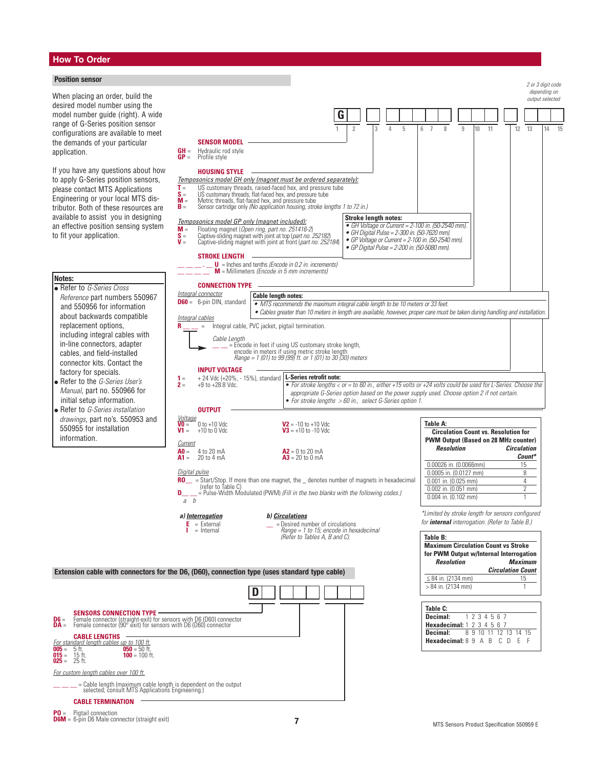## How To Order

### Position sensor

When placing an order, build the desired model number using the model number guide (right). A wide range of G-Series position sensor configurations are available to meet the demands of your particular application.

If you have any questions about how to apply G-Series position sensors, please contact MTS Applications Engineering or your local MTS distributor. Both of these resources are available to assist you in designing an effective position sensing system to fit your application.

**Notes:**

- Refer to *G-Series Cross Reference* part numbers 550967 and 550956 for information about backwards compatible replacement options, including integral cables with in-line connectors, adapter cables, and field-installed connector kits. Contact the factory for specials.
- Refer to the *G-Series User's Manual*, part no. 550966 for initial setup information.
- Refer to *G-Series installation drawings*, part no's. 550953 and 550955 for installation information.

Model number: G _ | _ | _ _ _ _ _ | _ _ _ | _ | _ _ | _ _

Positions: 1 2 | 3 | 4 5 6 7 8 | 9 10 11 | 12 | 13 | 14 15

*2 or 3 digit code depending on output selected*

**SENSOR MODEL**

- **GH** = Hydraulic rod style
- **GP** = Profile style

**HOUSING STYLE**

*Temposonics model GH only (magnet must be ordered separately):*

- **T** = US customary threads, raised-faced hex, and pressure tube
- **S** = US customary threads, flat-faced hex, and pressure tube
- **M** = Metric threads, flat-faced hex, and pressure tube
- **B** = Sensor cartridge only *(No application housing, stroke lengths 1 to 72 in.)*

*Temposonics model GP only (magnet included):*

- **M** = Floating magnet (*Open ring, part no. 251416-2*)
- **S** = Captive-sliding magnet with joint at top (*part no. 252182*)
- **V** = Captive-sliding magnet with joint at front (*part no. 252184*)

**Stroke length notes:**

- *GH Voltage or Current = 2-100 in. (50-2540 mm).*
- *GH Digital Pulse = 2-300 in. (50-7620 mm).*
- *GP Voltage or Current = 2-100 in. (50-2540 mm).*
- *GP Digital Pulse = 2-200 in. (50-5080 mm).*

**STROKE LENGTH**

- _ _ _ . _ **U** = Inches and tenths *(Encode in 0.2 in. increments)*
- _ _ _ _ **M** = Millimeters *(Encode in 5 mm increments)*

**CONNECTION TYPE**

*Integral connector*

- **D60** = 6-pin DIN, standard

**Cable length notes:**

- *MTS recommends the maximum integral cable length to be 10 meters or 33 feet.*
- *Cables greater than 10 meters in length are available, however, proper care must be taken during handling and installation.*

*Integral cables*

- **R** _ _ _ = Integral cable, PVC jacket, pigtail termination.
  - *Cable Length*
  - _ _ = Encode in feet if using US customary stroke length, encode in meters if using metric stroke length *Range = 1 (01) to 99 (99) ft. or 1 (01) to 30 (30) meters*

**INPUT VOLTAGE**

- **1** = + 24 Vdc (+20%, - 15%), standard
- **2** = +9 to +28.8 Vdc.

**L-Series retrofit note:**

- *For stroke lengths < or = to 60 in., either +15 volts or +24 volts could be used for L-Series. Choose the appropriate G-Series option based on the power supply used. Choose option 2 if not certain.*
- *For stroke lengths > 60 in., select G-Series option 1.*

**OUTPUT**

*Voltage*

- **V0** = 0 to +10 Vdc
- **V1** = +10 to 0 Vdc
- **V2** = -10 to +10 Vdc
- **V3** = +10 to -10 Vdc

*Current*

- **A0** = 4 to 20 mA
- **A1** = 20 to 4 mA
- **A2** = 0 to 20 mA
- **A3** = 20 to 0 mA

*Digital pulse*

- **R0** _ = Start/Stop. If more than one magnet, the _ denotes number of magnets in hexadecimal (refer to Table C)
- **D** _ _ = Pulse-Width Modulated (PWM) *(Fill in the two blanks with the following codes.)* *a b*

***a) Interrogation***

- **E** = External
- **I** = Internal

***b) Circulations***

- _ _ = Desired number of circulations *Range = 1 to 15; encode in hexadecimal (Refer to Tables A, B and C).*

**Table A: Circulation Count vs. Resolution for PWM Output (Based on 28 MHz counter)**

| *Resolution* | *Circulation Count** |
|---|---|
| 0.00026 in. (0.0066mm) | 15 |
| 0.0005 in. (0.0127 mm) | 8 |
| 0.001 in. (0.025 mm) | 4 |
| 0.002 in. (0.051 mm) | 2 |
| 0.004 in. (0.102 mm) | 1 |

*\*Limited by stroke length for sensors configured for **internal** interrogation. (Refer to Table B.)*

**Table B: Maximum Circulation Count vs Stroke for PWM Output w/Internal Interrogation**

| *Resolution* | *Maximum Circulation Count* |
|---|---|
| ≤ 84 in. (2134 mm) | 15 |
| > 84 in. (2134 mm) | 1 |

**Table C:**

| | | | | | | | | |
|---|---|---|---|---|---|---|---|---|
| **Decimal:** | 1 | 2 | 3 | 4 | 5 | 6 | 7 | |
| **Hexadecimal:** | 1 | 2 | 3 | 4 | 5 | 6 | 7 | |
| **Decimal:** | 8 | 9 | 10 | 11 | 12 | 13 | 14 | 15 |
| **Hexadecimal:** | 8 | 9 | A | B | C | D | E | F |

### Extension cable with connectors for the D6, (D60), connection type (uses standard type cable)

Model number: D _ | _ _ _ | _ _ _

**SENSORS CONNECTION TYPE**

- **D6** = Female connector (straight-exit) for sensors with D6 (D60) connector
- **DA** = Female connector (90° exit) for sensors with D6 (D60) connector

**CABLE LENGTHS**

*For standard length cables up to 100 ft.*

- **005** = 5 ft.
- **015** = 15 ft.
- **025** = 25 ft.
- **050** = 50 ft.
- **100** = 100 ft.

*For custom length cables over 100 ft.*

- _ _ _ = Cable length (maximum cable length is dependent on the output selected; consult MTS Applications Engineering.)

**CABLE TERMINATION**

- **PO** = Pigtail connection
- **D6M** = 6-pin D6 Male connector (straight exit)

MTS Sensors Product Specification 550959 E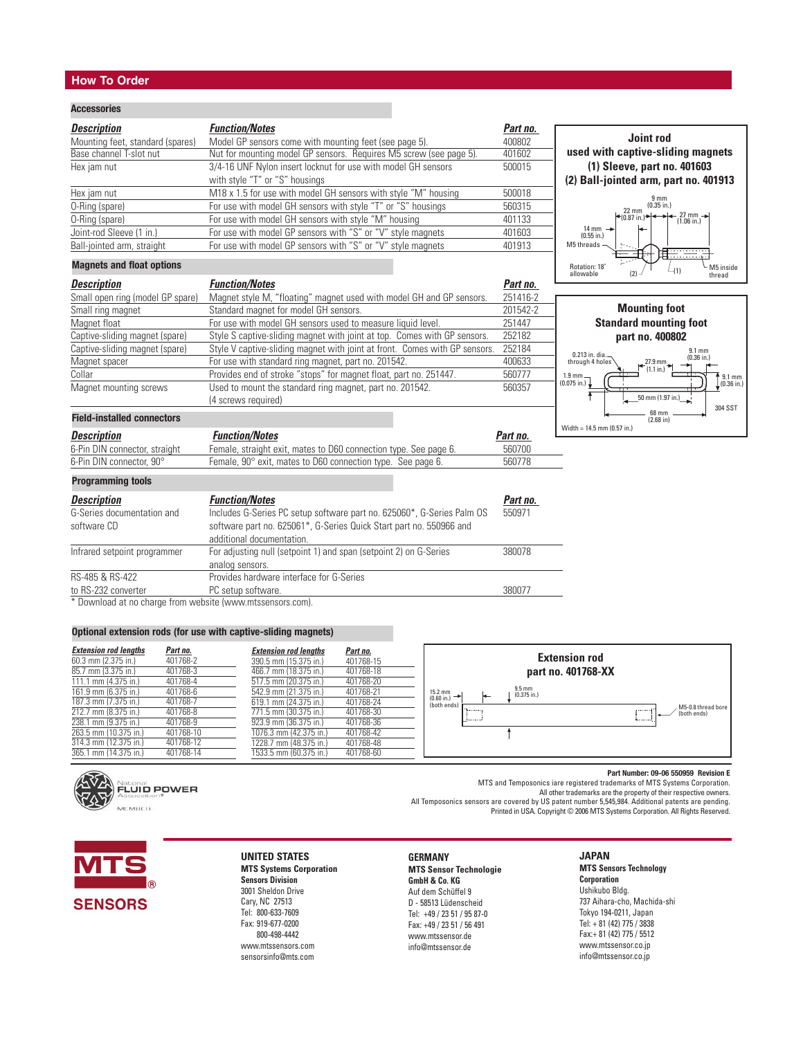## How To Order

### Accessories

| Description | Function/Notes | Part no. |
|---|---|---|
| Mounting feet, standard (spares) | Model GP sensors come with mounting feet (see page 5). | 400802 |
| Base channel T-slot nut | Nut for mounting model GP sensors. Requires M5 screw (see page 5). | 401602 |
| Hex jam nut | 3/4-16 UNF Nylon insert locknut for use with model GH sensors with style "T" or "S" housings | 500015 |
| Hex jam nut | M18 x 1.5 for use with model GH sensors with style "M" housing | 500018 |
| O-Ring (spare) | For use with model GH sensors with style "T" or "S" housings | 560315 |
| O-Ring (spare) | For use with model GH sensors with style "M" housing | 401133 |
| Joint-rod Sleeve (1 in.) | For use with model GP sensors with "S" or "V" style magnets | 401603 |
| Ball-jointed arm, straight | For use with model GP sensors with "S" or "V" style magnets | 401913 |

### Magnets and float options

| Description | Function/Notes | Part no. |
|---|---|---|
| Small open ring (model GP spare) | Magnet style M, "floating" magnet used with model GH and GP sensors. | 251416-2 |
| Small ring magnet | Standard magnet for model GH sensors. | 201542-2 |
| Magnet float | For use with model GH sensors used to measure liquid level. | 251447 |
| Captive-sliding magnet (spare) | Style S captive-sliding magnet with joint at top. Comes with GP sensors. | 252182 |
| Captive-sliding magnet (spare) | Style V captive-sliding magnet with joint at front. Comes with GP sensors. | 252184 |
| Magnet spacer | For use with standard ring magnet, part no. 201542. | 400633 |
| Collar | Provides end of stroke "stops" for magnet float, part no. 251447. | 560777 |
| Magnet mounting screws | Used to mount the standard ring magnet, part no. 201542. (4 screws required) | 560357 |

### Field-installed connectors

| Description | Function/Notes | Part no. |
|---|---|---|
| 6-Pin DIN connector, straight | Female, straight exit, mates to D60 connection type. See page 6. | 560700 |
| 6-Pin DIN connector, 90° | Female, 90° exit, mates to D60 connection type. See page 6. | 560778 |

### Programming tools

| Description | Function/Notes | Part no. |
|---|---|---|
| G-Series documentation and software CD | Includes G-Series PC setup software part no. 625060*, G-Series Palm OS software part no. 625061*, G-Series Quick Start part no. 550966 and additional documentation. | 550971 |
| Infrared setpoint programmer | For adjusting null (setpoint 1) and span (setpoint 2) on G-Series analog sensors. | 380078 |
| RS-485 & RS-422 to RS-232 converter | Provides hardware interface for G-Series PC setup software. | 380077 |

* Download at no charge from website (www.mtssensors.com).

**Joint rod used with captive-sliding magnets**
**(1) Sleeve, part no. 401603**
**(2) Ball-jointed arm, part no. 401913**

9 mm (0.35 in.)
22 mm (0.87 in.)
27 mm (1.06 in.)
14 mm (0.55 in.)
M5 threads
Rotation: 18° allowable
(2)
(1)
M5 inside thread

**Mounting foot**
**Standard mounting foot part no. 400802**

0.213 in. dia. through 4 holes
27.9 mm (1.1 in.)
9.1 mm (0.36 in.)
1.9 mm (0.075 in.)
9.1 mm (0.36 in.)
50 mm (1.97 in.)
68 mm (2.68 in)
304 SST
Width = 14.5 mm (0.57 in.)

### Optional extension rods (for use with captive-sliding magnets)

| Extension rod lengths | Part no. | Extension rod lengths | Part no. |
|---|---|---|---|
| 60.3 mm (2.375 in.) | 401768-2 | 390.5 mm (15.375 in.) | 401768-15 |
| 85.7 mm (3.375 in.) | 401768-3 | 466.7 mm (18.375 in.) | 401768-18 |
| 111.1 mm (4.375 in.) | 401768-4 | 517.5 mm (20.375 in.) | 401768-20 |
| 161.9 mm (6.375 in.) | 401768-6 | 542.9 mm (21.375 in.) | 401768-21 |
| 187.3 mm (7.375 in.) | 401768-7 | 619.1 mm (24.375 in.) | 401768-24 |
| 212.7 mm (8.375 in.) | 401768-8 | 771.5 mm (30.375 in.) | 401768-30 |
| 238.1 mm (9.375 in.) | 401768-9 | 923.9 mm (36.375 in.) | 401768-36 |
| 263.5 mm (10.375 in.) | 401768-10 | 1076.3 mm (42.375 in.) | 401768-42 |
| 314.3 mm (12.375 in.) | 401768-12 | 1228.7 mm (48.375 in.) | 401768-48 |
| 365.1 mm (14.375 in.) | 401768-14 | 1533.5 mm (60.375 in.) | 401768-60 |

**Extension rod part no. 401768-XX**

15.2 mm (0.60 in.) (both ends)
9.5 mm (0.375 in.)
M5-0.8 thread bore (both ends)

National FLUID POWER Association® MEMBER

**Part Number: 09-06 550959 Revision E**

MTS and Temposonics iare registered trademarks of MTS Systems Corporation.
All other trademarks are the property of their respective owners.
All Temposonics sensors are covered by US patent number 5,545,984. Additional patents are pending.
Printed in USA. Copyright © 2006 MTS Systems Corporation. All Rights Reserved.

MTS® SENSORS

**UNITED STATES**
**MTS Systems Corporation**
**Sensors Division**
3001 Sheldon Drive
Cary, NC 27513
Tel: 800-633-7609
Fax: 919-677-0200
800-498-4442
www.mtssensors.com
sensorsinfo@mts.com

**GERMANY**
**MTS Sensor Technologie GmbH & Co. KG**
Auf dem Schüffel 9
D - 58513 Lüdenscheid
Tel: +49 / 23 51 / 95 87-0
Fax: +49 / 23 51 / 56 491
www.mtssensor.de
info@mtssensor.de

**JAPAN**
**MTS Sensors Technology Corporation**
Ushikubo Bldg.
737 Aihara-cho, Machida-shi
Tokyo 194-0211, Japan
Tel: + 81 (42) 775 / 3838
Fax:+ 81 (42) 775 / 5512
www.mtssensor.co.jp
info@mtssensor.co.jp